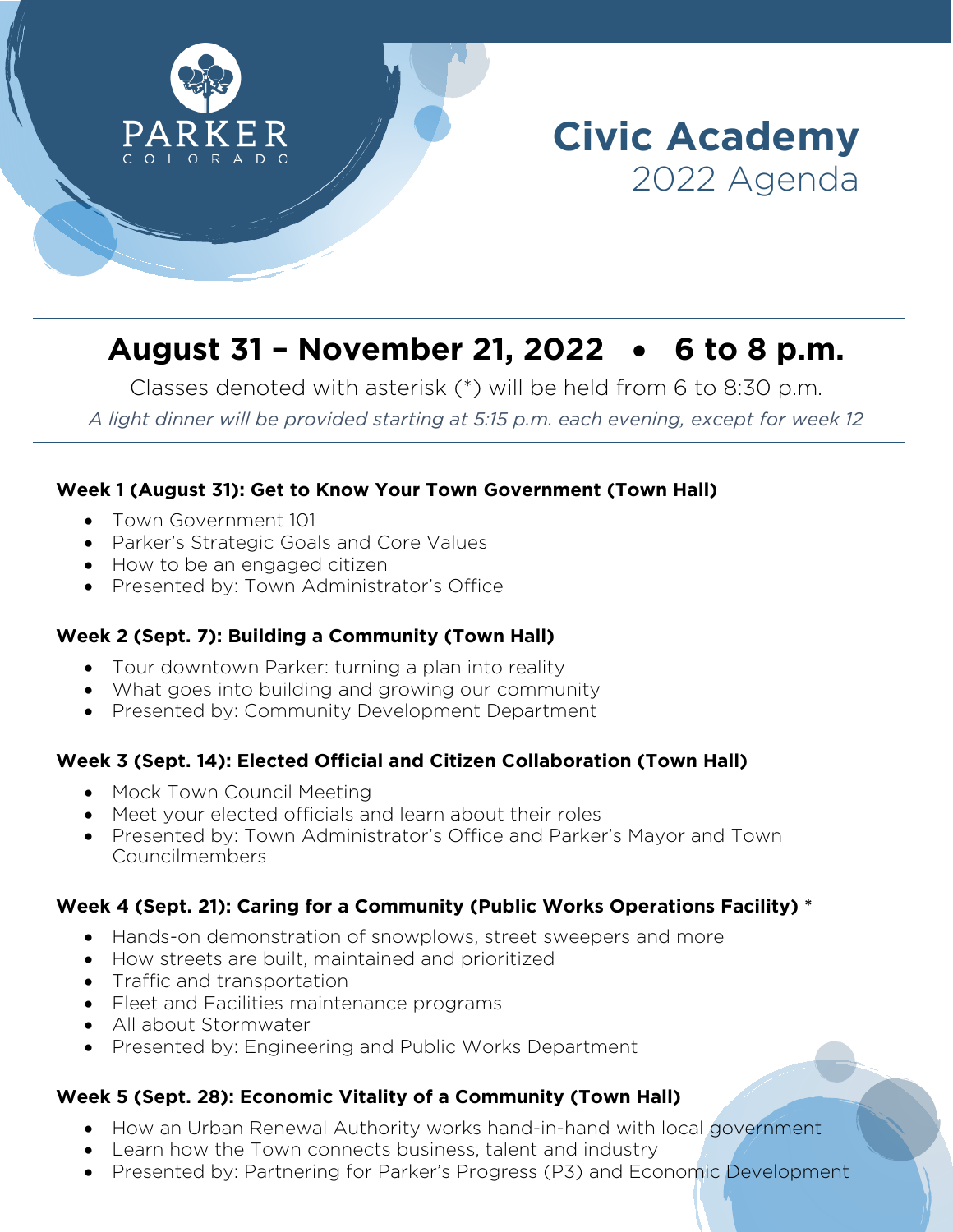PARKER
COLORADO

# Civic Academy
## 2022 Agenda

## August 31 – November 21, 2022 • 6 to 8 p.m.

Classes denoted with asterisk (*) will be held from 6 to 8:30 p.m.

*A light dinner will be provided starting at 5:15 p.m. each evening, except for week 12*

**Week 1 (August 31): Get to Know Your Town Government (Town Hall)**

- Town Government 101
- Parker's Strategic Goals and Core Values
- How to be an engaged citizen
- Presented by: Town Administrator's Office

**Week 2 (Sept. 7): Building a Community (Town Hall)**

- Tour downtown Parker: turning a plan into reality
- What goes into building and growing our community
- Presented by: Community Development Department

**Week 3 (Sept. 14): Elected Official and Citizen Collaboration (Town Hall)**

- Mock Town Council Meeting
- Meet your elected officials and learn about their roles
- Presented by: Town Administrator's Office and Parker's Mayor and Town Councilmembers

**Week 4 (Sept. 21): Caring for a Community (Public Works Operations Facility) ***

- Hands-on demonstration of snowplows, street sweepers and more
- How streets are built, maintained and prioritized
- Traffic and transportation
- Fleet and Facilities maintenance programs
- All about Stormwater
- Presented by: Engineering and Public Works Department

**Week 5 (Sept. 28): Economic Vitality of a Community (Town Hall)**

- How an Urban Renewal Authority works hand-in-hand with local government
- Learn how the Town connects business, talent and industry
- Presented by: Partnering for Parker's Progress (P3) and Economic Development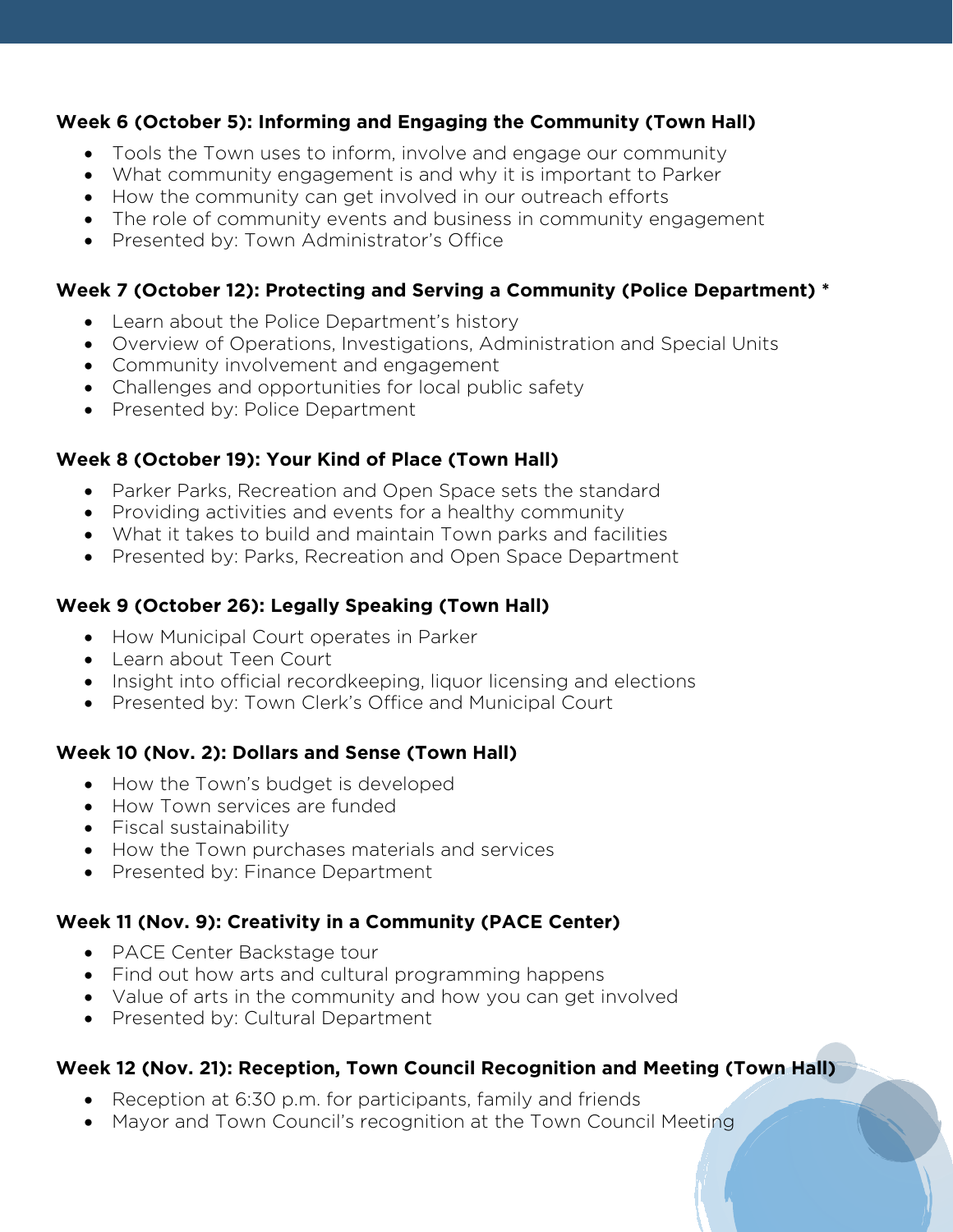### Week 6 (October 5): Informing and Engaging the Community (Town Hall)

- Tools the Town uses to inform, involve and engage our community
- What community engagement is and why it is important to Parker
- How the community can get involved in our outreach efforts
- The role of community events and business in community engagement
- Presented by: Town Administrator's Office

### Week 7 (October 12): Protecting and Serving a Community (Police Department) *

- Learn about the Police Department's history
- Overview of Operations, Investigations, Administration and Special Units
- Community involvement and engagement
- Challenges and opportunities for local public safety
- Presented by: Police Department

### Week 8 (October 19): Your Kind of Place (Town Hall)

- Parker Parks, Recreation and Open Space sets the standard
- Providing activities and events for a healthy community
- What it takes to build and maintain Town parks and facilities
- Presented by: Parks, Recreation and Open Space Department

### Week 9 (October 26): Legally Speaking (Town Hall)

- How Municipal Court operates in Parker
- Learn about Teen Court
- Insight into official recordkeeping, liquor licensing and elections
- Presented by: Town Clerk's Office and Municipal Court

### Week 10 (Nov. 2): Dollars and Sense (Town Hall)

- How the Town's budget is developed
- How Town services are funded
- Fiscal sustainability
- How the Town purchases materials and services
- Presented by: Finance Department

### Week 11 (Nov. 9): Creativity in a Community (PACE Center)

- PACE Center Backstage tour
- Find out how arts and cultural programming happens
- Value of arts in the community and how you can get involved
- Presented by: Cultural Department

### Week 12 (Nov. 21): Reception, Town Council Recognition and Meeting (Town Hall)

- Reception at 6:30 p.m. for participants, family and friends
- Mayor and Town Council's recognition at the Town Council Meeting